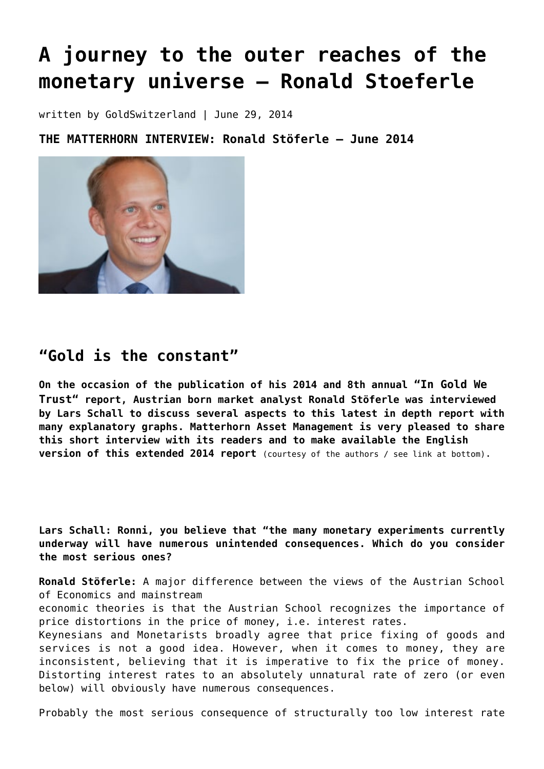# A journey to the outer reaches of the monetary universe – Ronald Stoeferle

written by GoldSwitzerland | June 29, 2014

**THE MATTERHORN INTERVIEW: Ronald Stöferle – June 2014**

## “Gold is the constant”

**On the occasion of the publication of his 2014 and 8th annual “In Gold We Trust“ report, Austrian born market analyst Ronald Stöferle was interviewed by Lars Schall to discuss several aspects to this latest in depth report with many explanatory graphs. Matterhorn Asset Management is very pleased to share this short interview with its readers and to make available the English version of this extended 2014 report** (courtesy of the authors / see link at bottom).

**Lars Schall: Ronni, you believe that “the many monetary experiments currently underway will have numerous unintended consequences. Which do you consider the most serious ones?**

**Ronald Stöferle:** A major difference between the views of the Austrian School of Economics and mainstream economic theories is that the Austrian School recognizes the importance of price distortions in the price of money, i.e. interest rates. Keynesians and Monetarists broadly agree that price fixing of goods and services is not a good idea. However, when it comes to money, they are inconsistent, believing that it is imperative to fix the price of money. Distorting interest rates to an absolutely unnatural rate of zero (or even below) will obviously have numerous consequences.

Probably the most serious consequence of structurally too low interest rate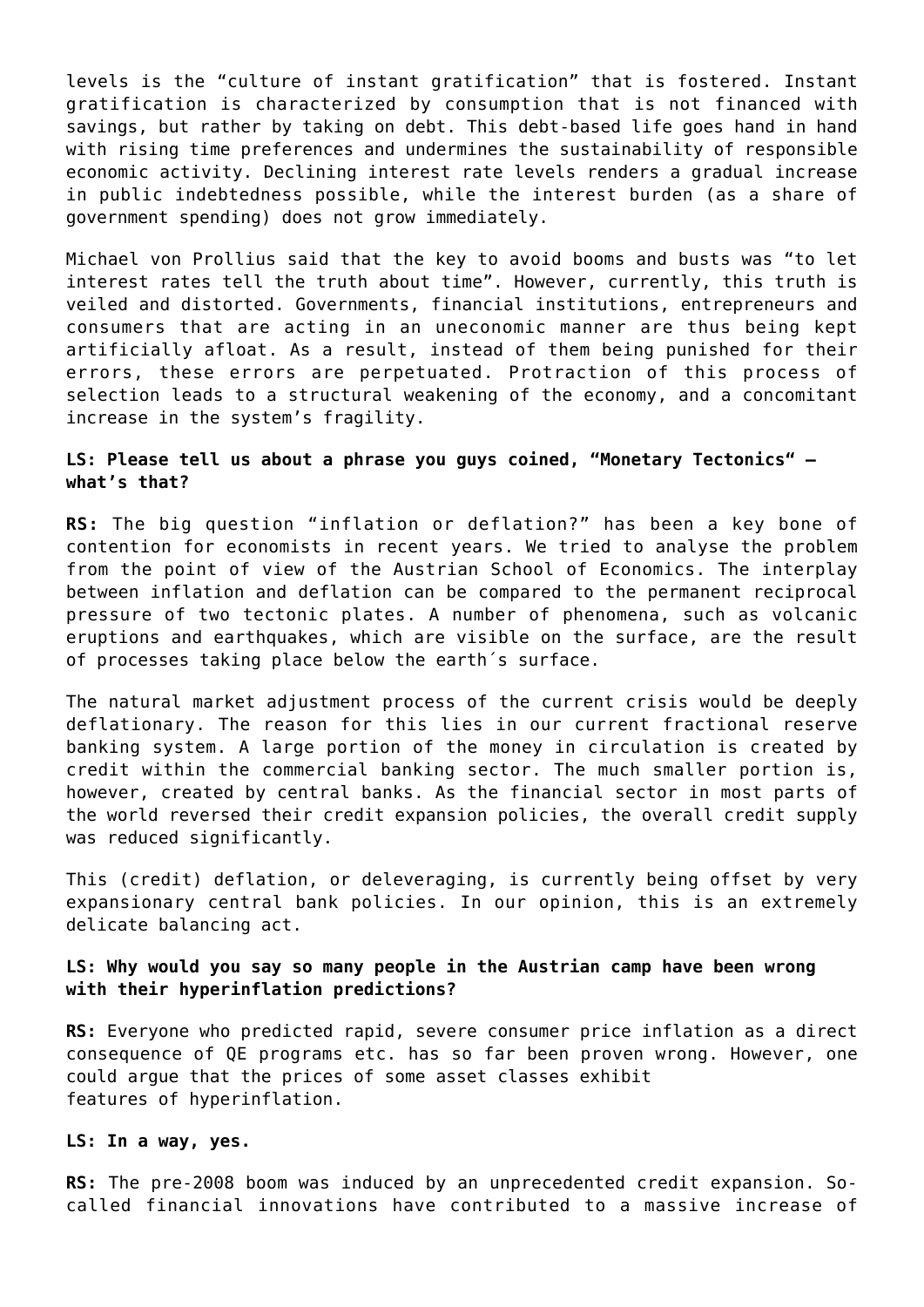levels is the "culture of instant gratification" that is fostered. Instant gratification is characterized by consumption that is not financed with savings, but rather by taking on debt. This debt-based life goes hand in hand with rising time preferences and undermines the sustainability of responsible economic activity. Declining interest rate levels renders a gradual increase in public indebtedness possible, while the interest burden (as a share of government spending) does not grow immediately.

Michael von Prollius said that the key to avoid booms and busts was "to let interest rates tell the truth about time". However, currently, this truth is veiled and distorted. Governments, financial institutions, entrepreneurs and consumers that are acting in an uneconomic manner are thus being kept artificially afloat. As a result, instead of them being punished for their errors, these errors are perpetuated. Protraction of this process of selection leads to a structural weakening of the economy, and a concomitant increase in the system's fragility.

**LS: Please tell us about a phrase you guys coined, "Monetary Tectonics" – what's that?**

**RS:** The big question "inflation or deflation?" has been a key bone of contention for economists in recent years. We tried to analyse the problem from the point of view of the Austrian School of Economics. The interplay between inflation and deflation can be compared to the permanent reciprocal pressure of two tectonic plates. A number of phenomena, such as volcanic eruptions and earthquakes, which are visible on the surface, are the result of processes taking place below the earth´s surface.

The natural market adjustment process of the current crisis would be deeply deflationary. The reason for this lies in our current fractional reserve banking system. A large portion of the money in circulation is created by credit within the commercial banking sector. The much smaller portion is, however, created by central banks. As the financial sector in most parts of the world reversed their credit expansion policies, the overall credit supply was reduced significantly.

This (credit) deflation, or deleveraging, is currently being offset by very expansionary central bank policies. In our opinion, this is an extremely delicate balancing act.

**LS: Why would you say so many people in the Austrian camp have been wrong with their hyperinflation predictions?**

**RS:** Everyone who predicted rapid, severe consumer price inflation as a direct consequence of QE programs etc. has so far been proven wrong. However, one could argue that the prices of some asset classes exhibit features of hyperinflation.

**LS: In a way, yes.**

**RS:** The pre-2008 boom was induced by an unprecedented credit expansion. So-called financial innovations have contributed to a massive increase of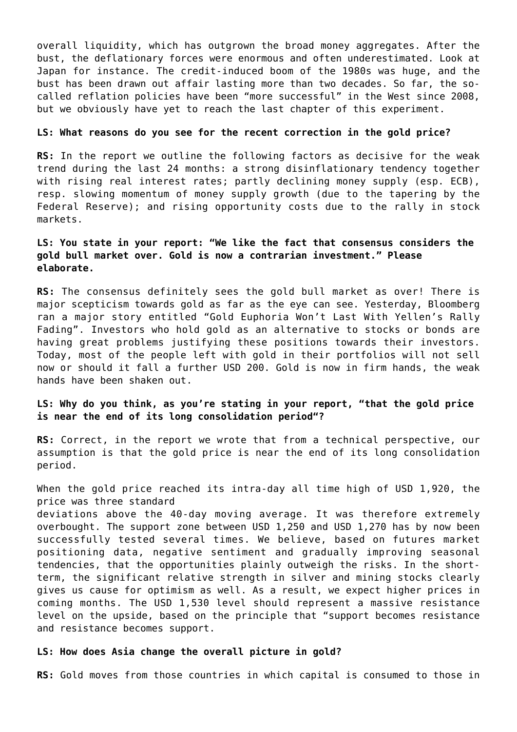overall liquidity, which has outgrown the broad money aggregates. After the bust, the deflationary forces were enormous and often underestimated. Look at Japan for instance. The credit-induced boom of the 1980s was huge, and the bust has been drawn out affair lasting more than two decades. So far, the so-called reflation policies have been "more successful" in the West since 2008, but we obviously have yet to reach the last chapter of this experiment.

**LS: What reasons do you see for the recent correction in the gold price?**

**RS:** In the report we outline the following factors as decisive for the weak trend during the last 24 months: a strong disinflationary tendency together with rising real interest rates; partly declining money supply (esp. ECB), resp. slowing momentum of money supply growth (due to the tapering by the Federal Reserve); and rising opportunity costs due to the rally in stock markets.

**LS: You state in your report: "We like the fact that consensus considers the gold bull market over. Gold is now a contrarian investment." Please elaborate.**

**RS:** The consensus definitely sees the gold bull market as over! There is major scepticism towards gold as far as the eye can see. Yesterday, Bloomberg ran a major story entitled "Gold Euphoria Won't Last With Yellen's Rally Fading". Investors who hold gold as an alternative to stocks or bonds are having great problems justifying these positions towards their investors. Today, most of the people left with gold in their portfolios will not sell now or should it fall a further USD 200. Gold is now in firm hands, the weak hands have been shaken out.

**LS: Why do you think, as you're stating in your report, "that the gold price is near the end of its long consolidation period"?**

**RS:** Correct, in the report we wrote that from a technical perspective, our assumption is that the gold price is near the end of its long consolidation period.

When the gold price reached its intra-day all time high of USD 1,920, the price was three standard deviations above the 40-day moving average. It was therefore extremely overbought. The support zone between USD 1,250 and USD 1,270 has by now been successfully tested several times. We believe, based on futures market positioning data, negative sentiment and gradually improving seasonal tendencies, that the opportunities plainly outweigh the risks. In the short-term, the significant relative strength in silver and mining stocks clearly gives us cause for optimism as well. As a result, we expect higher prices in coming months. The USD 1,530 level should represent a massive resistance level on the upside, based on the principle that "support becomes resistance and resistance becomes support.

**LS: How does Asia change the overall picture in gold?**

**RS:** Gold moves from those countries in which capital is consumed to those in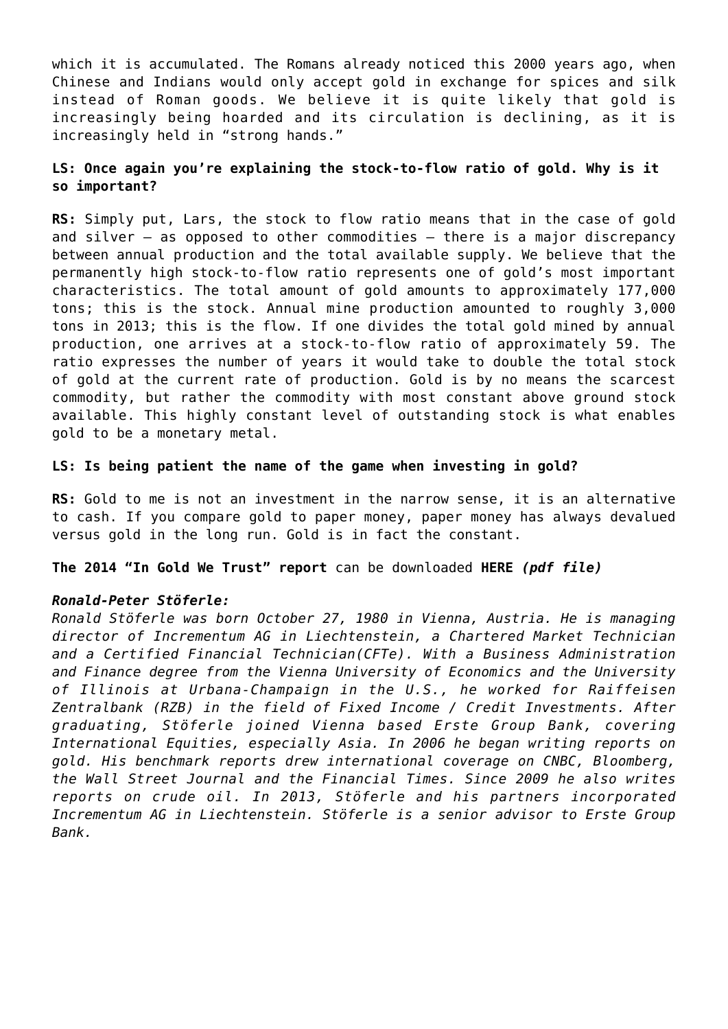which it is accumulated. The Romans already noticed this 2000 years ago, when Chinese and Indians would only accept gold in exchange for spices and silk instead of Roman goods. We believe it is quite likely that gold is increasingly being hoarded and its circulation is declining, as it is increasingly held in "strong hands."

**LS: Once again you're explaining the stock-to-flow ratio of gold. Why is it so important?**

**RS:** Simply put, Lars, the stock to flow ratio means that in the case of gold and silver – as opposed to other commodities – there is a major discrepancy between annual production and the total available supply. We believe that the permanently high stock-to-flow ratio represents one of gold's most important characteristics. The total amount of gold amounts to approximately 177,000 tons; this is the stock. Annual mine production amounted to roughly 3,000 tons in 2013; this is the flow. If one divides the total gold mined by annual production, one arrives at a stock-to-flow ratio of approximately 59. The ratio expresses the number of years it would take to double the total stock of gold at the current rate of production. Gold is by no means the scarcest commodity, but rather the commodity with most constant above ground stock available. This highly constant level of outstanding stock is what enables gold to be a monetary metal.

**LS: Is being patient the name of the game when investing in gold?**

**RS:** Gold to me is not an investment in the narrow sense, it is an alternative to cash. If you compare gold to paper money, paper money has always devalued versus gold in the long run. Gold is in fact the constant.

**The 2014 "In Gold We Trust" report** can be downloaded **HERE** ***(pdf file)***

***Ronald-Peter Stöferle:***

*Ronald Stöferle was born October 27, 1980 in Vienna, Austria. He is managing director of Incrementum AG in Liechtenstein, a Chartered Market Technician and a Certified Financial Technician(CFTe). With a Business Administration and Finance degree from the Vienna University of Economics and the University of Illinois at Urbana-Champaign in the U.S., he worked for Raiffeisen Zentralbank (RZB) in the field of Fixed Income / Credit Investments. After graduating, Stöferle joined Vienna based Erste Group Bank, covering International Equities, especially Asia. In 2006 he began writing reports on gold. His benchmark reports drew international coverage on CNBC, Bloomberg, the Wall Street Journal and the Financial Times. Since 2009 he also writes reports on crude oil. In 2013, Stöferle and his partners incorporated Incrementum AG in Liechtenstein. Stöferle is a senior advisor to Erste Group Bank.*